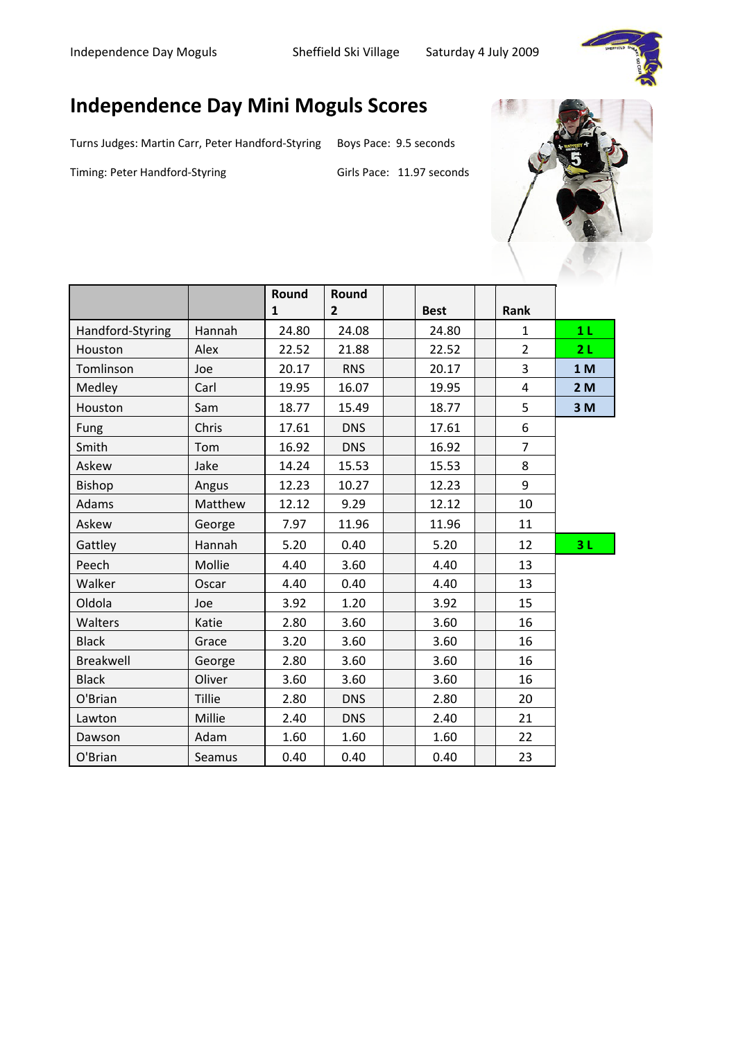Independence Day Moguls — Sheffield Ski Village — Saturday 4 July 2009

# Independence Day Mini Moguls Scores

Turns Judges: Martin Carr, Peter Handford-Styring  Boys Pace: 9.5 seconds

Timing: Peter Handford-Styring  Girls Pace: 11.97 seconds

| | | Round 1 | Round 2 | | Best | | Rank | |
|---|---|---|---|---|---|---|---|---|
| Handford-Styring | Hannah | 24.80 | 24.08 | | 24.80 | | 1 | 1 L |
| Houston | Alex | 22.52 | 21.88 | | 22.52 | | 2 | 2 L |
| Tomlinson | Joe | 20.17 | RNS | | 20.17 | | 3 | 1 M |
| Medley | Carl | 19.95 | 16.07 | | 19.95 | | 4 | 2 M |
| Houston | Sam | 18.77 | 15.49 | | 18.77 | | 5 | 3 M |
| Fung | Chris | 17.61 | DNS | | 17.61 | | 6 | |
| Smith | Tom | 16.92 | DNS | | 16.92 | | 7 | |
| Askew | Jake | 14.24 | 15.53 | | 15.53 | | 8 | |
| Bishop | Angus | 12.23 | 10.27 | | 12.23 | | 9 | |
| Adams | Matthew | 12.12 | 9.29 | | 12.12 | | 10 | |
| Askew | George | 7.97 | 11.96 | | 11.96 | | 11 | |
| Gattley | Hannah | 5.20 | 0.40 | | 5.20 | | 12 | 3 L |
| Peech | Mollie | 4.40 | 3.60 | | 4.40 | | 13 | |
| Walker | Oscar | 4.40 | 0.40 | | 4.40 | | 13 | |
| Oldola | Joe | 3.92 | 1.20 | | 3.92 | | 15 | |
| Walters | Katie | 2.80 | 3.60 | | 3.60 | | 16 | |
| Black | Grace | 3.20 | 3.60 | | 3.60 | | 16 | |
| Breakwell | George | 2.80 | 3.60 | | 3.60 | | 16 | |
| Black | Oliver | 3.60 | 3.60 | | 3.60 | | 16 | |
| O'Brian | Tillie | 2.80 | DNS | | 2.80 | | 20 | |
| Lawton | Millie | 2.40 | DNS | | 2.40 | | 21 | |
| Dawson | Adam | 1.60 | 1.60 | | 1.60 | | 22 | |
| O'Brian | Seamus | 0.40 | 0.40 | | 0.40 | | 23 | |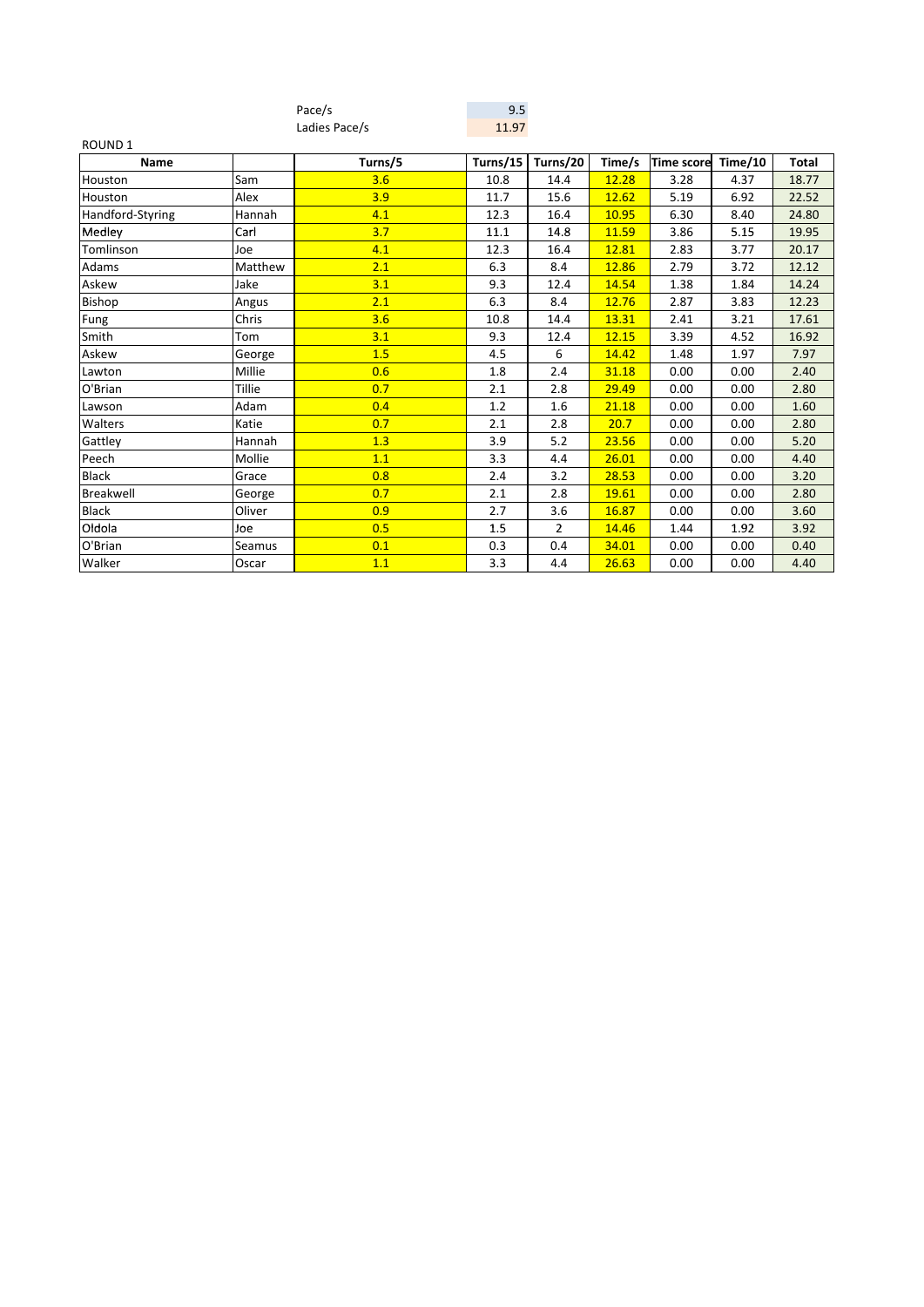| Pace/s | 9.5 |
|---|---|
| Ladies Pace/s | 11.97 |

ROUND 1

| Name | | Turns/5 | Turns/15 | Turns/20 | Time/s | Time score | Time/10 | Total |
|---|---|---|---|---|---|---|---|---|
| Houston | Sam | 3.6 | 10.8 | 14.4 | 12.28 | 3.28 | 4.37 | 18.77 |
| Houston | Alex | 3.9 | 11.7 | 15.6 | 12.62 | 5.19 | 6.92 | 22.52 |
| Handford-Styring | Hannah | 4.1 | 12.3 | 16.4 | 10.95 | 6.30 | 8.40 | 24.80 |
| Medley | Carl | 3.7 | 11.1 | 14.8 | 11.59 | 3.86 | 5.15 | 19.95 |
| Tomlinson | Joe | 4.1 | 12.3 | 16.4 | 12.81 | 2.83 | 3.77 | 20.17 |
| Adams | Matthew | 2.1 | 6.3 | 8.4 | 12.86 | 2.79 | 3.72 | 12.12 |
| Askew | Jake | 3.1 | 9.3 | 12.4 | 14.54 | 1.38 | 1.84 | 14.24 |
| Bishop | Angus | 2.1 | 6.3 | 8.4 | 12.76 | 2.87 | 3.83 | 12.23 |
| Fung | Chris | 3.6 | 10.8 | 14.4 | 13.31 | 2.41 | 3.21 | 17.61 |
| Smith | Tom | 3.1 | 9.3 | 12.4 | 12.15 | 3.39 | 4.52 | 16.92 |
| Askew | George | 1.5 | 4.5 | 6 | 14.42 | 1.48 | 1.97 | 7.97 |
| Lawton | Millie | 0.6 | 1.8 | 2.4 | 31.18 | 0.00 | 0.00 | 2.40 |
| O'Brian | Tillie | 0.7 | 2.1 | 2.8 | 29.49 | 0.00 | 0.00 | 2.80 |
| Lawson | Adam | 0.4 | 1.2 | 1.6 | 21.18 | 0.00 | 0.00 | 1.60 |
| Walters | Katie | 0.7 | 2.1 | 2.8 | 20.7 | 0.00 | 0.00 | 2.80 |
| Gattley | Hannah | 1.3 | 3.9 | 5.2 | 23.56 | 0.00 | 0.00 | 5.20 |
| Peech | Mollie | 1.1 | 3.3 | 4.4 | 26.01 | 0.00 | 0.00 | 4.40 |
| Black | Grace | 0.8 | 2.4 | 3.2 | 28.53 | 0.00 | 0.00 | 3.20 |
| Breakwell | George | 0.7 | 2.1 | 2.8 | 19.61 | 0.00 | 0.00 | 2.80 |
| Black | Oliver | 0.9 | 2.7 | 3.6 | 16.87 | 0.00 | 0.00 | 3.60 |
| Oldola | Joe | 0.5 | 1.5 | 2 | 14.46 | 1.44 | 1.92 | 3.92 |
| O'Brian | Seamus | 0.1 | 0.3 | 0.4 | 34.01 | 0.00 | 0.00 | 0.40 |
| Walker | Oscar | 1.1 | 3.3 | 4.4 | 26.63 | 0.00 | 0.00 | 4.40 |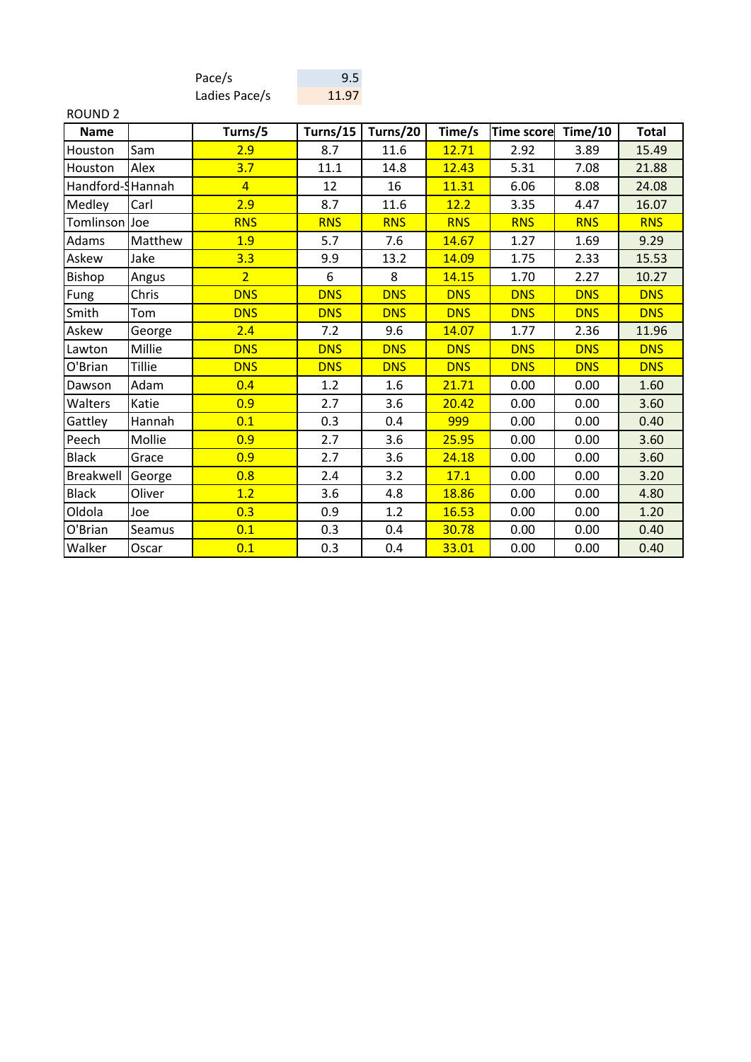Pace/s 9.5

Ladies Pace/s 11.97

ROUND 2

| Name | | Turns/5 | Turns/15 | Turns/20 | Time/s | Time score | Time/10 | Total |
|---|---|---|---|---|---|---|---|---|
| Houston | Sam | 2.9 | 8.7 | 11.6 | 12.71 | 2.92 | 3.89 | 15.49 |
| Houston | Alex | 3.7 | 11.1 | 14.8 | 12.43 | 5.31 | 7.08 | 21.88 |
| Handford-S | Hannah | 4 | 12 | 16 | 11.31 | 6.06 | 8.08 | 24.08 |
| Medley | Carl | 2.9 | 8.7 | 11.6 | 12.2 | 3.35 | 4.47 | 16.07 |
| Tomlinson | Joe | RNS | RNS | RNS | RNS | RNS | RNS | RNS |
| Adams | Matthew | 1.9 | 5.7 | 7.6 | 14.67 | 1.27 | 1.69 | 9.29 |
| Askew | Jake | 3.3 | 9.9 | 13.2 | 14.09 | 1.75 | 2.33 | 15.53 |
| Bishop | Angus | 2 | 6 | 8 | 14.15 | 1.70 | 2.27 | 10.27 |
| Fung | Chris | DNS | DNS | DNS | DNS | DNS | DNS | DNS |
| Smith | Tom | DNS | DNS | DNS | DNS | DNS | DNS | DNS |
| Askew | George | 2.4 | 7.2 | 9.6 | 14.07 | 1.77 | 2.36 | 11.96 |
| Lawton | Millie | DNS | DNS | DNS | DNS | DNS | DNS | DNS |
| O'Brian | Tillie | DNS | DNS | DNS | DNS | DNS | DNS | DNS |
| Dawson | Adam | 0.4 | 1.2 | 1.6 | 21.71 | 0.00 | 0.00 | 1.60 |
| Walters | Katie | 0.9 | 2.7 | 3.6 | 20.42 | 0.00 | 0.00 | 3.60 |
| Gattley | Hannah | 0.1 | 0.3 | 0.4 | 999 | 0.00 | 0.00 | 0.40 |
| Peech | Mollie | 0.9 | 2.7 | 3.6 | 25.95 | 0.00 | 0.00 | 3.60 |
| Black | Grace | 0.9 | 2.7 | 3.6 | 24.18 | 0.00 | 0.00 | 3.60 |
| Breakwell | George | 0.8 | 2.4 | 3.2 | 17.1 | 0.00 | 0.00 | 3.20 |
| Black | Oliver | 1.2 | 3.6 | 4.8 | 18.86 | 0.00 | 0.00 | 4.80 |
| Oldola | Joe | 0.3 | 0.9 | 1.2 | 16.53 | 0.00 | 0.00 | 1.20 |
| O'Brian | Seamus | 0.1 | 0.3 | 0.4 | 30.78 | 0.00 | 0.00 | 0.40 |
| Walker | Oscar | 0.1 | 0.3 | 0.4 | 33.01 | 0.00 | 0.00 | 0.40 |